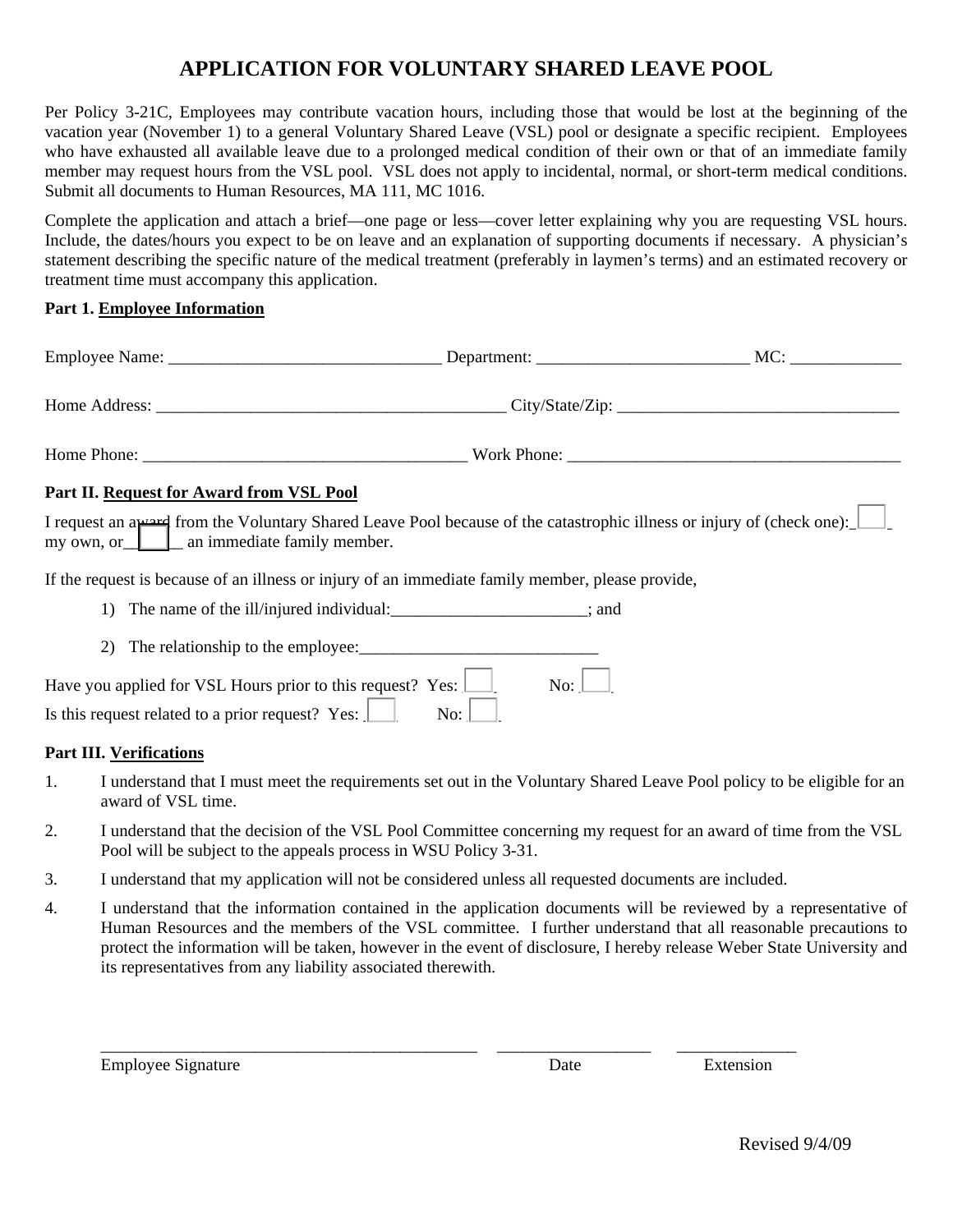# APPLICATION FOR VOLUNTARY SHARED LEAVE POOL

Per Policy 3-21C, Employees may contribute vacation hours, including those that would be lost at the beginning of the vacation year (November 1) to a general Voluntary Shared Leave (VSL) pool or designate a specific recipient. Employees who have exhausted all available leave due to a prolonged medical condition of their own or that of an immediate family member may request hours from the VSL pool. VSL does not apply to incidental, normal, or short-term medical conditions. Submit all documents to Human Resources, MA 111, MC 1016.

Complete the application and attach a brief—one page or less—cover letter explaining why you are requesting VSL hours. Include, the dates/hours you expect to be on leave and an explanation of supporting documents if necessary. A physician's statement describing the specific nature of the medical treatment (preferably in laymen's terms) and an estimated recovery or treatment time must accompany this application.

**Part 1. Employee Information**

Employee Name: ________________________________ Department: ________________________ MC: _____________

Home Address: _________________________________________ City/State/Zip: _________________________________

Home Phone: ______________________________________ Work Phone: _______________________________________

**Part II. Request for Award from VSL Pool**

I request an award from the Voluntary Shared Leave Pool because of the catastrophic illness or injury of (check one): ☐ my own, or ☐ an immediate family member.

If the request is because of an illness or injury of an immediate family member, please provide,

1) The name of the ill/injured individual:_______________________; and
2) The relationship to the employee:____________________________

Have you applied for VSL Hours prior to this request? Yes: ☐ No: ☐
Is this request related to a prior request? Yes: ☐ No: ☐

**Part III. Verifications**

1. I understand that I must meet the requirements set out in the Voluntary Shared Leave Pool policy to be eligible for an award of VSL time.
2. I understand that the decision of the VSL Pool Committee concerning my request for an award of time from the VSL Pool will be subject to the appeals process in WSU Policy 3-31.
3. I understand that my application will not be considered unless all requested documents are included.
4. I understand that the information contained in the application documents will be reviewed by a representative of Human Resources and the members of the VSL committee. I further understand that all reasonable precautions to protect the information will be taken, however in the event of disclosure, I hereby release Weber State University and its representatives from any liability associated therewith.

_____________________________________________ __________________ ______________
Employee Signature Date Extension

Revised 9/4/09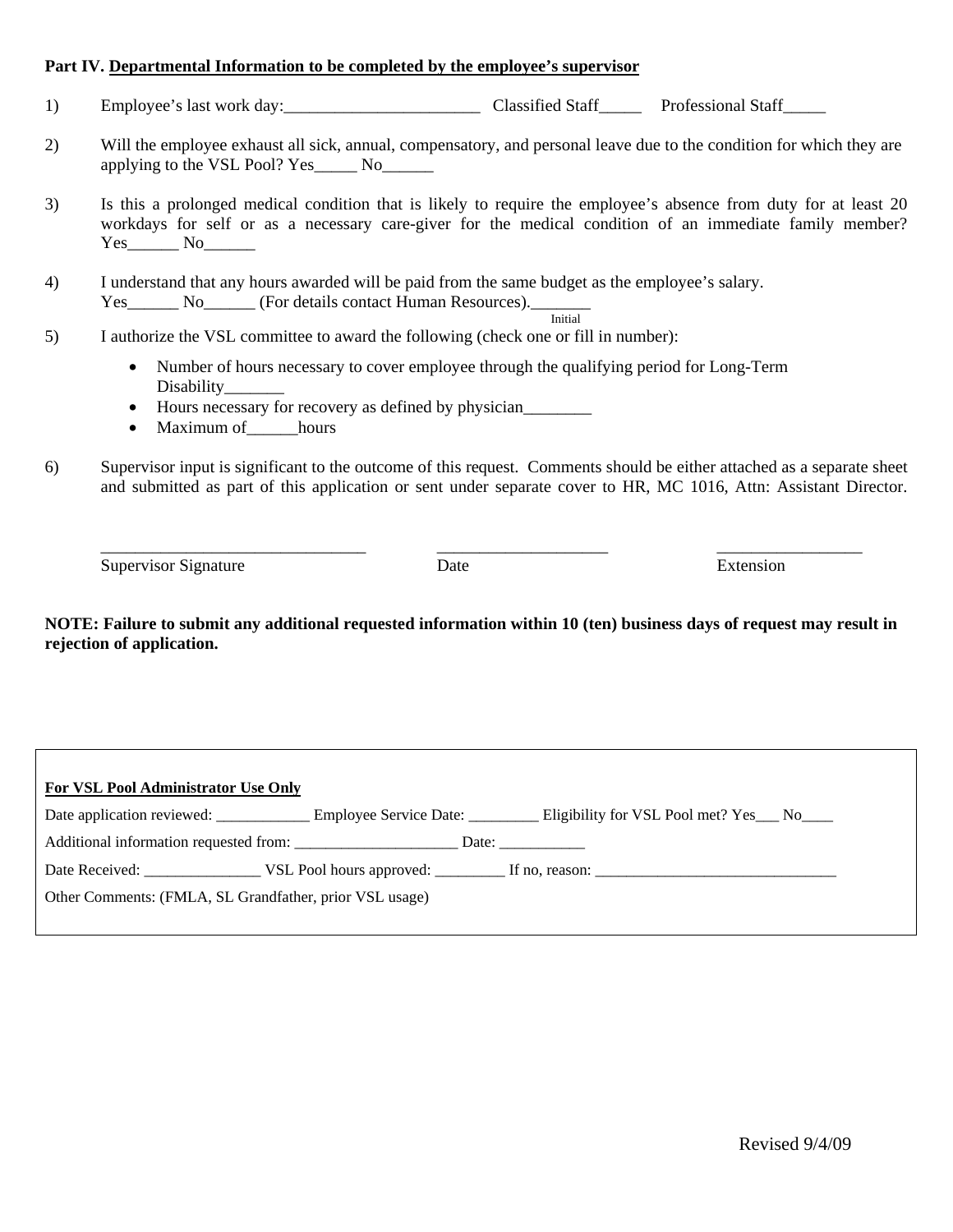**Part IV. Departmental Information to be completed by the employee's supervisor**

1) Employee's last work day:_______________________ Classified Staff_____ Professional Staff_____

2) Will the employee exhaust all sick, annual, compensatory, and personal leave due to the condition for which they are applying to the VSL Pool? Yes_____ No______

3) Is this a prolonged medical condition that is likely to require the employee's absence from duty for at least 20 workdays for self or as a necessary care-giver for the medical condition of an immediate family member? Yes______ No______

4) I understand that any hours awarded will be paid from the same budget as the employee's salary. Yes______ No______ (For details contact Human Resources)._______ 
Initial

5) I authorize the VSL committee to award the following (check one or fill in number):
   - Number of hours necessary to cover employee through the qualifying period for Long-Term Disability_______
   - Hours necessary for recovery as defined by physician________
   - Maximum of______hours

6) Supervisor input is significant to the outcome of this request. Comments should be either attached as a separate sheet and submitted as part of this application or sent under separate cover to HR, MC 1016, Attn: Assistant Director.

_______________________________ ____________________ _________________
Supervisor Signature Date Extension

**NOTE: Failure to submit any additional requested information within 10 (ten) business days of request may result in rejection of application.**

**For VSL Pool Administrator Use Only**

Date application reviewed: ____________ Employee Service Date: _________ Eligibility for VSL Pool met? Yes___ No____

Additional information requested from: _____________________ Date: ___________

Date Received: _______________ VSL Pool hours approved: _________ If no, reason: _______________________________

Other Comments: (FMLA, SL Grandfather, prior VSL usage)

Revised 9/4/09